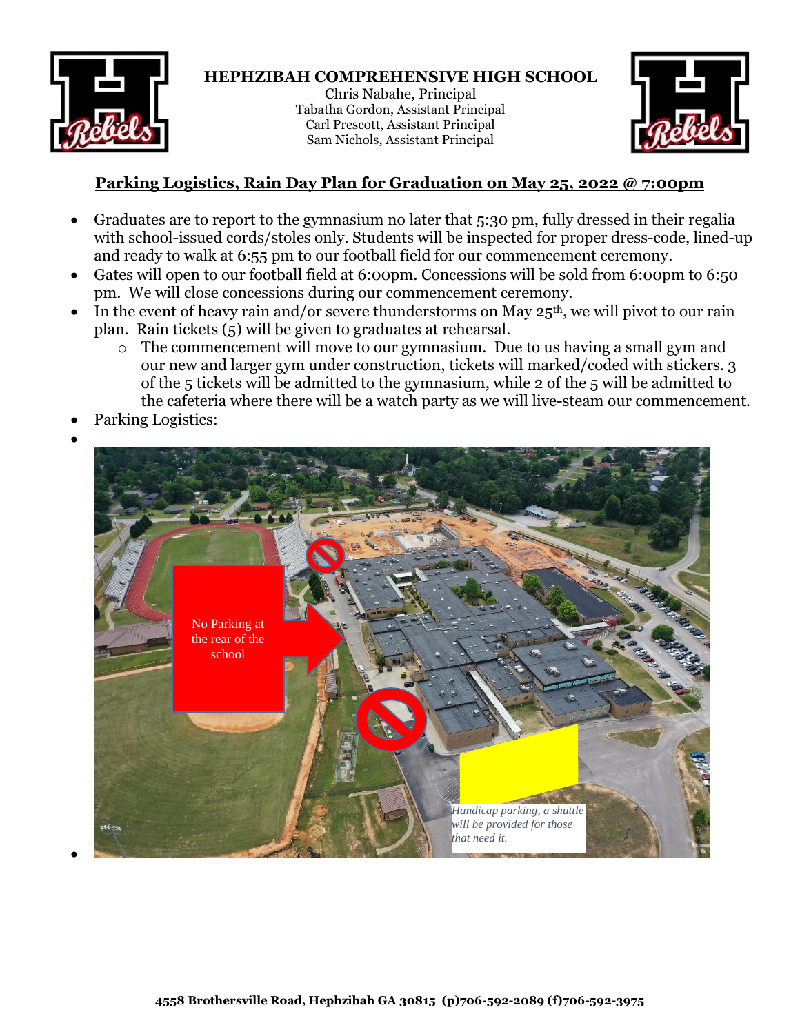**HEPHZIBAH COMPREHENSIVE HIGH SCHOOL**
Chris Nabahe, Principal
Tabatha Gordon, Assistant Principal
Carl Prescott, Assistant Principal
Sam Nichols, Assistant Principal

## Parking Logistics, Rain Day Plan for Graduation on May 25, 2022 @ 7:00pm

- Graduates are to report to the gymnasium no later that 5:30 pm, fully dressed in their regalia with school-issued cords/stoles only. Students will be inspected for proper dress-code, lined-up and ready to walk at 6:55 pm to our football field for our commencement ceremony.
- Gates will open to our football field at 6:00pm. Concessions will be sold from 6:00pm to 6:50 pm. We will close concessions during our commencement ceremony.
- In the event of heavy rain and/or severe thunderstorms on May 25th, we will pivot to our rain plan. Rain tickets (5) will be given to graduates at rehearsal.
  - The commencement will move to our gymnasium. Due to us having a small gym and our new and larger gym under construction, tickets will marked/coded with stickers. 3 of the 5 tickets will be admitted to the gymnasium, while 2 of the 5 will be admitted to the cafeteria where there will be a watch party as we will live-steam our commencement.
- Parking Logistics:

No Parking at the rear of the school

*Handicap parking, a shuttle will be provided for those that need it.*

**4558 Brothersville Road, Hephzibah GA 30815 (p)706-592-2089 (f)706-592-3975**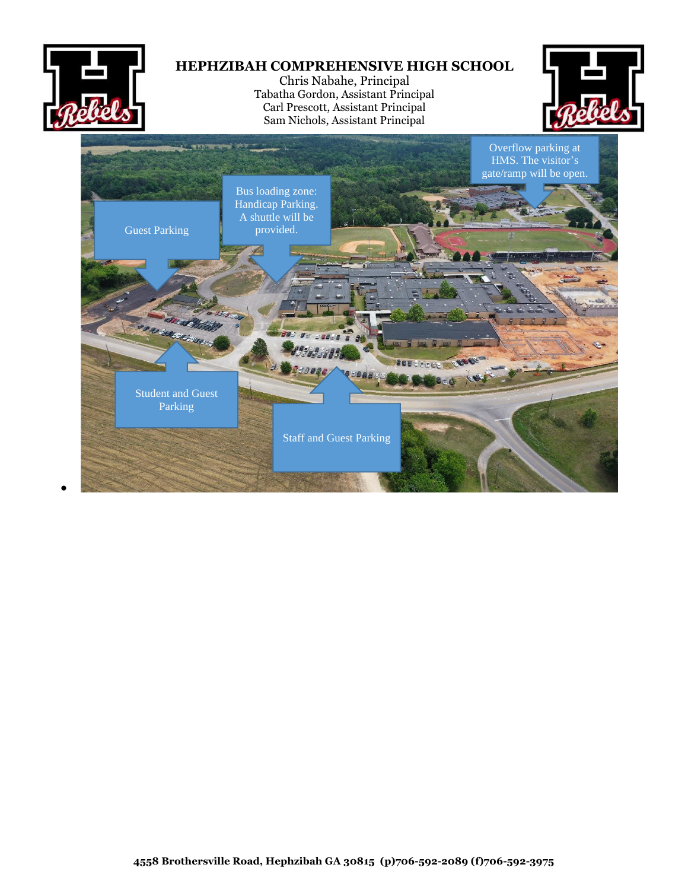# HEPHZIBAH COMPREHENSIVE HIGH SCHOOL

Chris Nabahe, Principal
Tabatha Gordon, Assistant Principal
Carl Prescott, Assistant Principal
Sam Nichols, Assistant Principal

Guest Parking

Bus loading zone: Handicap Parking. A shuttle will be provided.

Overflow parking at HMS. The visitor's gate/ramp will be open.

Student and Guest Parking

Staff and Guest Parking

**4558 Brothersville Road, Hephzibah GA 30815 (p)706-592-2089 (f)706-592-3975**